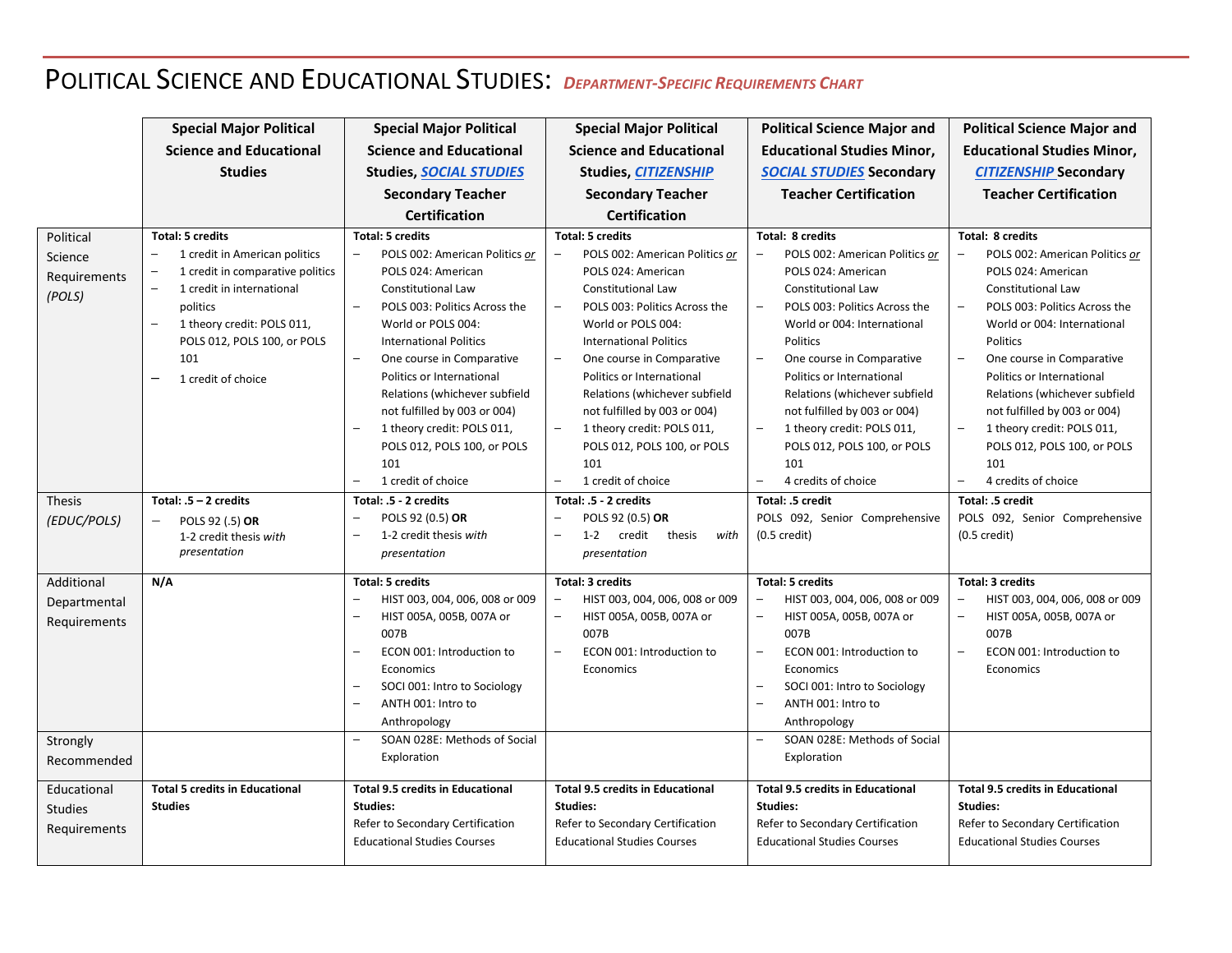# POLITICAL SCIENCE AND EDUCATIONAL STUDIES: *DEPARTMENT-SPECIFIC REQUIREMENTS CHART*

| | Special Major Political Science and Educational Studies | Special Major Political Science and Educational Studies, SOCIAL STUDIES Secondary Teacher Certification | Special Major Political Science and Educational Studies, CITIZENSHIP Secondary Teacher Certification | Political Science Major and Educational Studies Minor, SOCIAL STUDIES Secondary Teacher Certification | Political Science Major and Educational Studies Minor, CITIZENSHIP Secondary Teacher Certification |
|---|---|---|---|---|---|
| Political Science Requirements *(POLS)* | **Total: 5 credits**<br>– 1 credit in American politics<br>– 1 credit in comparative politics<br>– 1 credit in international politics<br>– 1 theory credit: POLS 011, POLS 012, POLS 100, or POLS 101<br>– 1 credit of choice | **Total: 5 credits**<br>– POLS 002: American Politics *or* POLS 024: American Constitutional Law<br>– POLS 003: Politics Across the World or POLS 004: International Politics<br>– One course in Comparative Politics or International Relations (whichever subfield not fulfilled by 003 or 004)<br>– 1 theory credit: POLS 011, POLS 012, POLS 100, or POLS 101<br>– 1 credit of choice | **Total: 5 credits**<br>– POLS 002: American Politics *or* POLS 024: American Constitutional Law<br>– POLS 003: Politics Across the World or POLS 004: International Politics<br>– One course in Comparative Politics or International Relations (whichever subfield not fulfilled by 003 or 004)<br>– 1 theory credit: POLS 011, POLS 012, POLS 100, or POLS 101<br>– 1 credit of choice | **Total: 8 credits**<br>– POLS 002: American Politics *or* POLS 024: American Constitutional Law<br>– POLS 003: Politics Across the World or 004: International Politics<br>– One course in Comparative Politics or International Relations (whichever subfield not fulfilled by 003 or 004)<br>– 1 theory credit: POLS 011, POLS 012, POLS 100, or POLS 101<br>– 4 credits of choice | **Total: 8 credits**<br>– POLS 002: American Politics *or* POLS 024: American Constitutional Law<br>– POLS 003: Politics Across the World or 004: International Politics<br>– One course in Comparative Politics or International Relations (whichever subfield not fulfilled by 003 or 004)<br>– 1 theory credit: POLS 011, POLS 012, POLS 100, or POLS 101<br>– 4 credits of choice |
| Thesis *(EDUC/POLS)* | **Total: .5 – 2 credits**<br>– POLS 92 (.5) **OR** 1-2 credit thesis *with presentation* | **Total: .5 - 2 credits**<br>– POLS 92 (0.5) **OR**<br>– 1-2 credit thesis *with presentation* | **Total: .5 - 2 credits**<br>– POLS 92 (0.5) **OR**<br>– 1-2 credit thesis *with presentation* | **Total: .5 credit**<br>POLS 092, Senior Comprehensive (0.5 credit) | **Total: .5 credit**<br>POLS 092, Senior Comprehensive (0.5 credit) |
| Additional Departmental Requirements | **N/A** | **Total: 5 credits**<br>– HIST 003, 004, 006, 008 or 009<br>– HIST 005A, 005B, 007A or 007B<br>– ECON 001: Introduction to Economics<br>– SOCI 001: Intro to Sociology<br>– ANTH 001: Intro to Anthropology | **Total: 3 credits**<br>– HIST 003, 004, 006, 008 or 009<br>– HIST 005A, 005B, 007A or 007B<br>– ECON 001: Introduction to Economics | **Total: 5 credits**<br>– HIST 003, 004, 006, 008 or 009<br>– HIST 005A, 005B, 007A or 007B<br>– ECON 001: Introduction to Economics<br>– SOCI 001: Intro to Sociology<br>– ANTH 001: Intro to Anthropology | **Total: 3 credits**<br>– HIST 003, 004, 006, 008 or 009<br>– HIST 005A, 005B, 007A or 007B<br>– ECON 001: Introduction to Economics |
| Strongly Recommended | | – SOAN 028E: Methods of Social Exploration | | – SOAN 028E: Methods of Social Exploration | |
| Educational Studies Requirements | **Total 5 credits in Educational Studies** | **Total 9.5 credits in Educational Studies:**<br>Refer to Secondary Certification Educational Studies Courses | **Total 9.5 credits in Educational Studies:**<br>Refer to Secondary Certification Educational Studies Courses | **Total 9.5 credits in Educational Studies:**<br>Refer to Secondary Certification Educational Studies Courses | **Total 9.5 credits in Educational Studies:**<br>Refer to Secondary Certification Educational Studies Courses |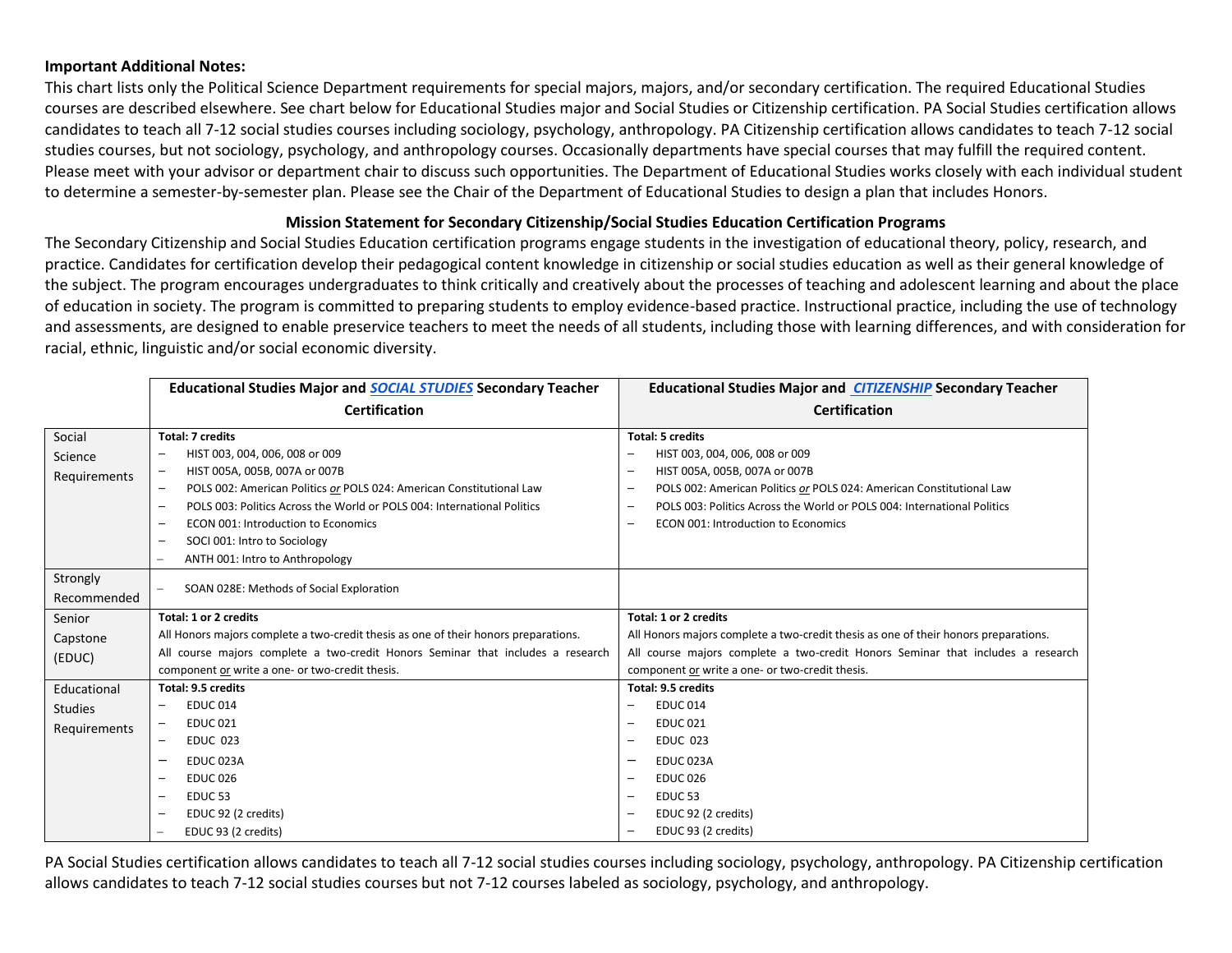**Important Additional Notes:**

This chart lists only the Political Science Department requirements for special majors, majors, and/or secondary certification. The required Educational Studies courses are described elsewhere. See chart below for Educational Studies major and Social Studies or Citizenship certification. PA Social Studies certification allows candidates to teach all 7-12 social studies courses including sociology, psychology, anthropology. PA Citizenship certification allows candidates to teach 7-12 social studies courses, but not sociology, psychology, and anthropology courses. Occasionally departments have special courses that may fulfill the required content. Please meet with your advisor or department chair to discuss such opportunities. The Department of Educational Studies works closely with each individual student to determine a semester-by-semester plan. Please see the Chair of the Department of Educational Studies to design a plan that includes Honors.

**Mission Statement for Secondary Citizenship/Social Studies Education Certification Programs**

The Secondary Citizenship and Social Studies Education certification programs engage students in the investigation of educational theory, policy, research, and practice. Candidates for certification develop their pedagogical content knowledge in citizenship or social studies education as well as their general knowledge of the subject. The program encourages undergraduates to think critically and creatively about the processes of teaching and adolescent learning and about the place of education in society. The program is committed to preparing students to employ evidence-based practice. Instructional practice, including the use of technology and assessments, are designed to enable preservice teachers to meet the needs of all students, including those with learning differences, and with consideration for racial, ethnic, linguistic and/or social economic diversity.

| | **Educational Studies Major and *SOCIAL STUDIES* Secondary Teacher Certification** | **Educational Studies Major and *CITIZENSHIP* Secondary Teacher Certification** |
|---|---|---|
| Social Science Requirements | **Total: 7 credits**<br>– HIST 003, 004, 006, 008 or 009<br>– HIST 005A, 005B, 007A or 007B<br>– POLS 002: American Politics *or* POLS 024: American Constitutional Law<br>– POLS 003: Politics Across the World or POLS 004: International Politics<br>– ECON 001: Introduction to Economics<br>– SOCI 001: Intro to Sociology<br>– ANTH 001: Intro to Anthropology | **Total: 5 credits**<br>– HIST 003, 004, 006, 008 or 009<br>– HIST 005A, 005B, 007A or 007B<br>– POLS 002: American Politics *or* POLS 024: American Constitutional Law<br>– POLS 003: Politics Across the World or POLS 004: International Politics<br>– ECON 001: Introduction to Economics |
| Strongly Recommended | – SOAN 028E: Methods of Social Exploration | |
| Senior Capstone (EDUC) | **Total: 1 or 2 credits**<br>All Honors majors complete a two-credit thesis as one of their honors preparations.<br>All course majors complete a two-credit Honors Seminar that includes a research component or write a one- or two-credit thesis. | **Total: 1 or 2 credits**<br>All Honors majors complete a two-credit thesis as one of their honors preparations.<br>All course majors complete a two-credit Honors Seminar that includes a research component or write a one- or two-credit thesis. |
| Educational Studies Requirements | **Total: 9.5 credits**<br>– EDUC 014<br>– EDUC 021<br>– EDUC 023<br>– EDUC 023A<br>– EDUC 026<br>– EDUC 53<br>– EDUC 92 (2 credits)<br>– EDUC 93 (2 credits) | **Total: 9.5 credits**<br>– EDUC 014<br>– EDUC 021<br>– EDUC 023<br>– EDUC 023A<br>– EDUC 026<br>– EDUC 53<br>– EDUC 92 (2 credits)<br>– EDUC 93 (2 credits) |

PA Social Studies certification allows candidates to teach all 7-12 social studies courses including sociology, psychology, anthropology. PA Citizenship certification allows candidates to teach 7-12 social studies courses but not 7-12 courses labeled as sociology, psychology, and anthropology.